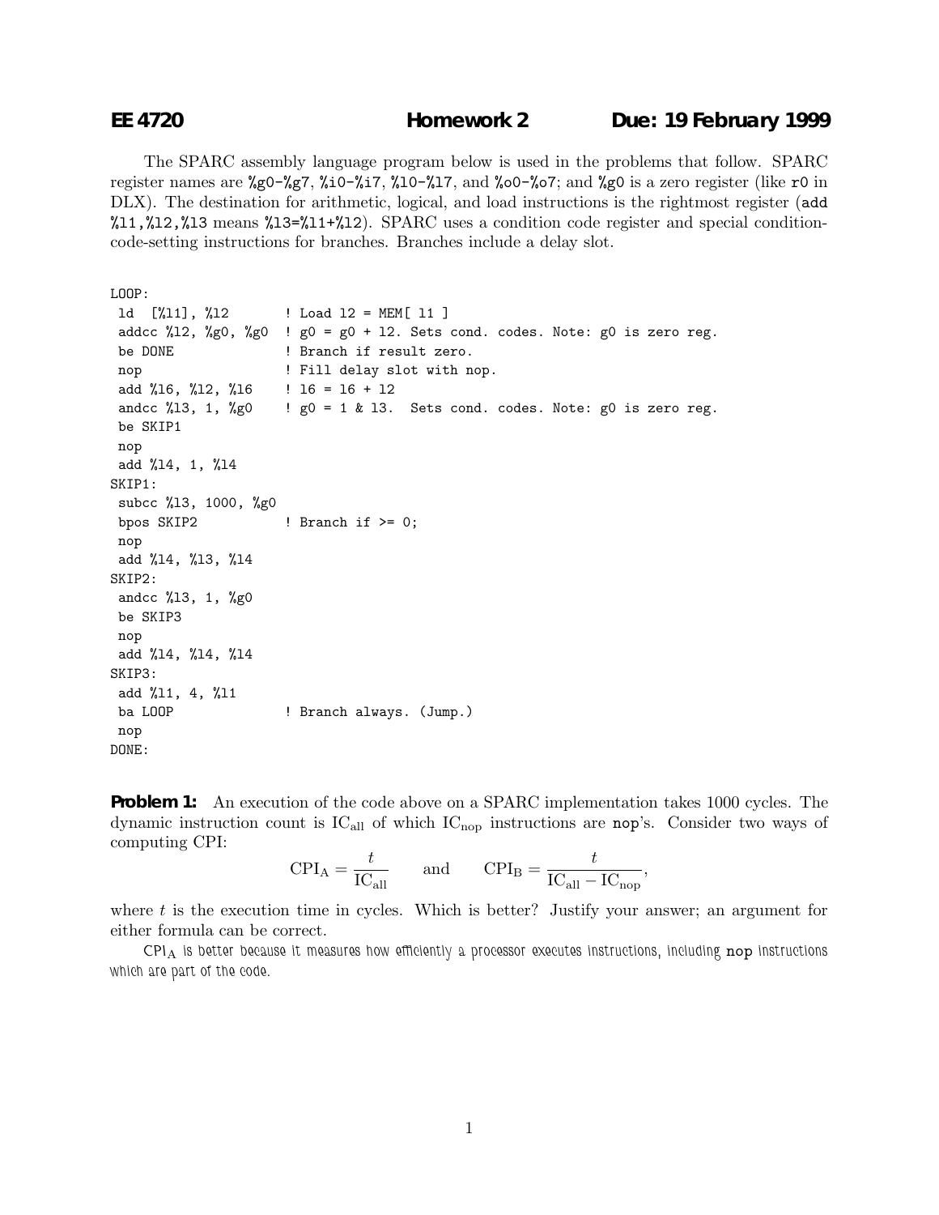**EE 4720 Homework 2 Due: 19 February 1999**

The SPARC assembly language program below is used in the problems that follow. SPARC register names are %g0-%g7, %i0-%i7, %l0-%l7, and %o0-%o7; and %g0 is a zero register (like r0 in DLX). The destination for arithmetic, logical, and load instructions is the rightmost register (add %l1,%l2,%l3 means %l3=%l1+%l2). SPARC uses a condition code register and special condition-code-setting instructions for branches. Branches include a delay slot.

```
LOOP:
 ld  [%l1], %l2        ! Load l2 = MEM[ l1 ]
 addcc %l2, %g0, %g0  ! g0 = g0 + l2. Sets cond. codes. Note: g0 is zero reg.
 be DONE              ! Branch if result zero.
 nop                  ! Fill delay slot with nop.
 add %l6, %l2, %l6    ! l6 = l6 + l2
 andcc %l3, 1, %g0    ! g0 = 1 & l3.  Sets cond. codes. Note: g0 is zero reg.
 be SKIP1
 nop
 add %l4, 1, %l4
SKIP1:
 subcc %l3, 1000, %g0
 bpos SKIP2           ! Branch if >= 0;
 nop
 add %l4, %l3, %l4
SKIP2:
 andcc %l3, 1, %g0
 be SKIP3
 nop
 add %l4, %l4, %l4
SKIP3:
 add %l1, 4, %l1
 ba LOOP              ! Branch always. (Jump.)
 nop
DONE:
```

**Problem 1:** An execution of the code above on a SPARC implementation takes 1000 cycles. The dynamic instruction count is $IC_{all}$ of which $IC_{nop}$ instructions are nop's. Consider two ways of computing CPI:

$$\text{CPI}_A = \frac{t}{\text{IC}_{\text{all}}} \qquad \text{and} \qquad \text{CPI}_B = \frac{t}{\text{IC}_{\text{all}} - \text{IC}_{\text{nop}}},$$

where $t$ is the execution time in cycles. Which is better? Justify your answer; an argument for either formula can be correct.

*$\text{CPI}_A$ is better because it measures how efficiently a processor executes instructions, including nop instructions which are part of the code.*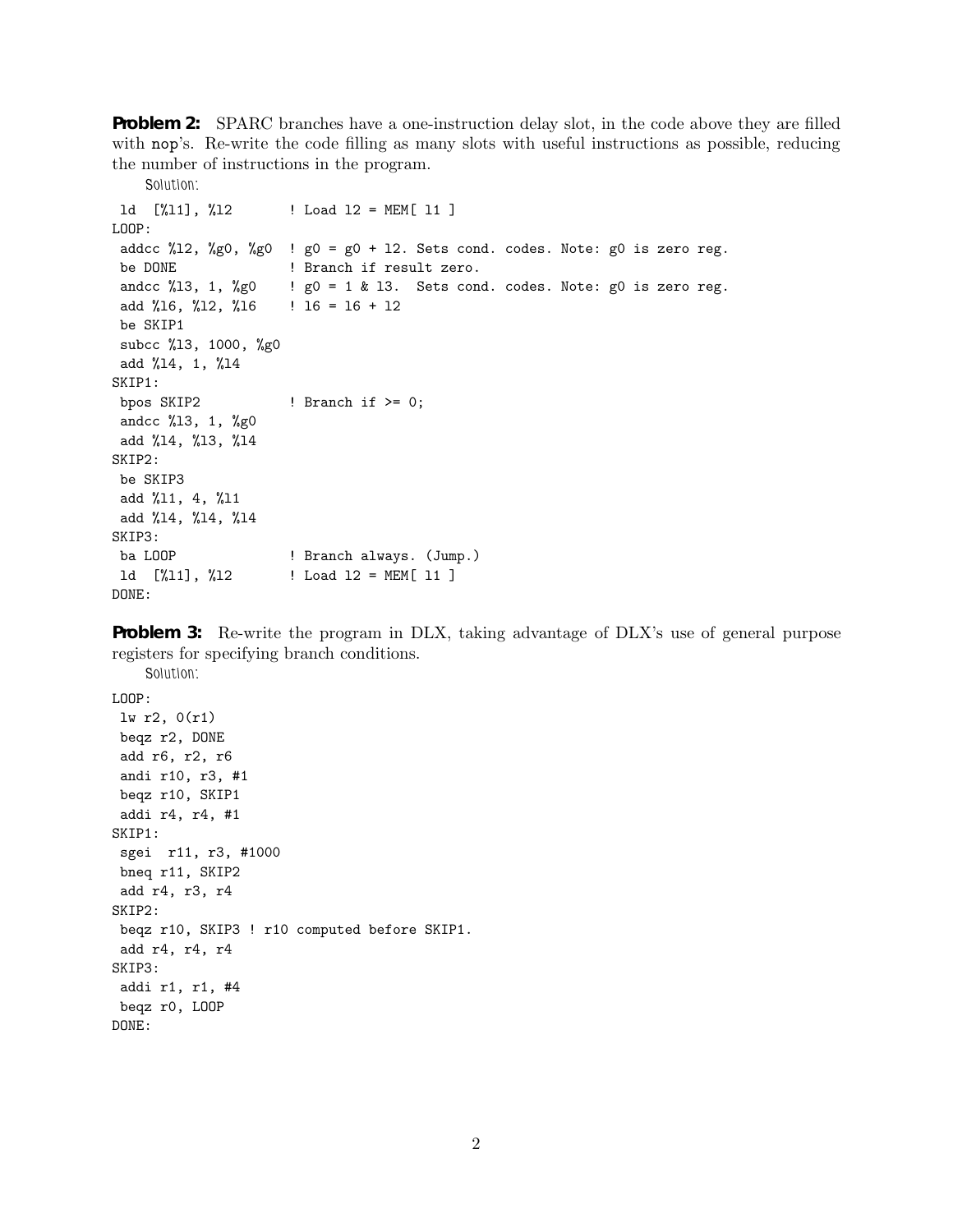**Problem 2:** SPARC branches have a one-instruction delay slot, in the code above they are filled with nop's. Re-write the code filling as many slots with useful instructions as possible, reducing the number of instructions in the program.

Solution:

```
 ld  [%l1], %l2       ! Load l2 = MEM[ l1 ]
LOOP:
 addcc %l2, %g0, %g0  ! g0 = g0 + l2. Sets cond. codes. Note: g0 is zero reg.
 be DONE              ! Branch if result zero.
 andcc %l3, 1, %g0    ! g0 = 1 & l3.  Sets cond. codes. Note: g0 is zero reg.
 add %l6, %l2, %l6    ! l6 = l6 + l2
 be SKIP1
 subcc %l3, 1000, %g0
 add %l4, 1, %l4
SKIP1:
 bpos SKIP2           ! Branch if >= 0;
 andcc %l3, 1, %g0
 add %l4, %l3, %l4
SKIP2:
 be SKIP3
 add %l1, 4, %l1
 add %l4, %l4, %l4
SKIP3:
 ba LOOP              ! Branch always. (Jump.)
 ld  [%l1], %l2       ! Load l2 = MEM[ l1 ]
DONE:
```

**Problem 3:** Re-write the program in DLX, taking advantage of DLX's use of general purpose registers for specifying branch conditions.

Solution:

```
LOOP:
 lw r2, 0(r1)
 beqz r2, DONE
 add r6, r2, r6
 andi r10, r3, #1
 beqz r10, SKIP1
 addi r4, r4, #1
SKIP1:
 sgei  r11, r3, #1000
 bneq r11, SKIP2
 add r4, r3, r4
SKIP2:
 beqz r10, SKIP3 ! r10 computed before SKIP1.
 add r4, r4, r4
SKIP3:
 addi r1, r1, #4
 beqz r0, LOOP
DONE:
```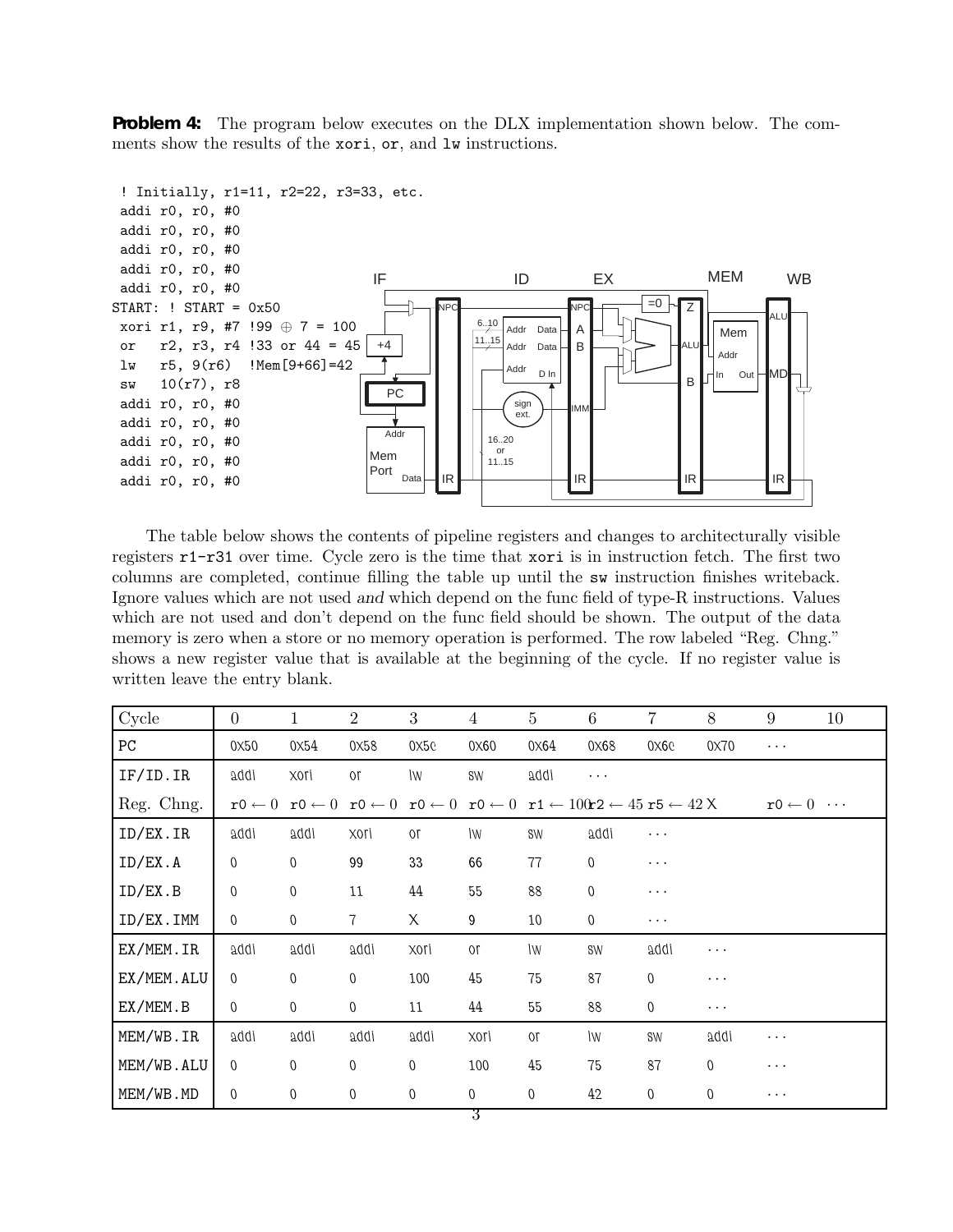**Problem 4:** The program below executes on the DLX implementation shown below. The comments show the results of the xori, or, and lw instructions.

```
! Initially, r1=11, r2=22, r3=33, etc.
 addi r0, r0, #0
 addi r0, r0, #0
 addi r0, r0, #0
 addi r0, r0, #0
 addi r0, r0, #0
START: ! START = 0x50
 xori r1, r9, #7  !99 ⊕ 7 = 100
 or   r2, r3, r4  !33 or 44 = 45
 lw   r5, 9(r6)   !Mem[9+66]=42
 sw   10(r7), r8
 addi r0, r0, #0
 addi r0, r0, #0
 addi r0, r0, #0
 addi r0, r0, #0
 addi r0, r0, #0
```

IF ID EX MEM WB

NPC, +4, PC, Addr, Mem Port, Data, IR, 6..10, 11..15, Addr, Data, Addr, Data, Addr, D In, sign ext., 16..20 or 11..15, NPC, A, B, IMM, IR, =0, Z, ALU, B, IR, Mem, Addr, In, Out, ALU, MD, IR

The table below shows the contents of pipeline registers and changes to architecturally visible registers r1-r31 over time. Cycle zero is the time that xori is in instruction fetch. The first two columns are completed, continue filling the table up until the sw instruction finishes writeback. Ignore values which are not used *and* which depend on the func field of type-R instructions. Values which are not used and don't depend on the func field should be shown. The output of the data memory is zero when a store or no memory operation is performed. The row labeled "Reg. Chng." shows a new register value that is available at the beginning of the cycle. If no register value is written leave the entry blank.

| Cycle | 0 | 1 | 2 | 3 | 4 | 5 | 6 | 7 | 8 | 9 | 10 |
|---|---|---|---|---|---|---|---|---|---|---|---|
| PC | 0x50 | 0x54 | 0x58 | 0x5c | 0x60 | 0x64 | 0x68 | 0x6c | 0x70 | ⋯ | |
| IF/ID.IR | addi | xori | or | lw | sw | addi | ⋯ | | | | |
| Reg. Chng. | $r0 \leftarrow 0$ | $r0 \leftarrow 0$ | $r0 \leftarrow 0$ | $r0 \leftarrow 0$ | $r0 \leftarrow 0$ | $r1 \leftarrow 100$ | $r2 \leftarrow 45$ | $r5 \leftarrow 42$ | X | $r0 \leftarrow 0$ | ⋯ |
| ID/EX.IR | addi | addi | xori | or | lw | sw | addi | ⋯ | | | |
| ID/EX.A | 0 | 0 | 99 | 33 | 66 | 77 | 0 | ⋯ | | | |
| ID/EX.B | 0 | 0 | 11 | 44 | 55 | 88 | 0 | ⋯ | | | |
| ID/EX.IMM | 0 | 0 | 7 | X | 9 | 10 | 0 | ⋯ | | | |
| EX/MEM.IR | addi | addi | addi | xori | or | lw | sw | addi | ⋯ | | |
| EX/MEM.ALU | 0 | 0 | 0 | 100 | 45 | 75 | 87 | 0 | ⋯ | | |
| EX/MEM.B | 0 | 0 | 0 | 11 | 44 | 55 | 88 | 0 | ⋯ | | |
| MEM/WB.IR | addi | addi | addi | addi | xori | or | lw | sw | addi | ⋯ | |
| MEM/WB.ALU | 0 | 0 | 0 | 0 | 100 | 45 | 75 | 87 | 0 | ⋯ | |
| MEM/WB.MD | 0 | 0 | 0 | 0 | 0 | 0 | 42 | 0 | 0 | ⋯ | |